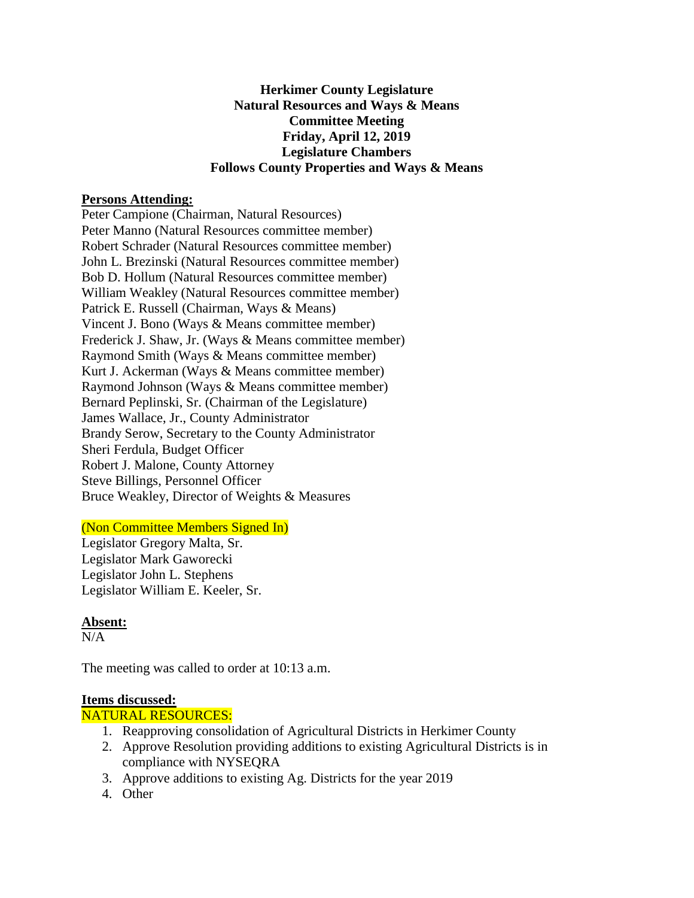**Herkimer County Legislature**
**Natural Resources and Ways & Means**
**Committee Meeting**
**Friday, April 12, 2019**
**Legislature Chambers**
**Follows County Properties and Ways & Means**

**Persons Attending:**

Peter Campione (Chairman, Natural Resources)
Peter Manno (Natural Resources committee member)
Robert Schrader (Natural Resources committee member)
John L. Brezinski (Natural Resources committee member)
Bob D. Hollum (Natural Resources committee member)
William Weakley (Natural Resources committee member)
Patrick E. Russell (Chairman, Ways & Means)
Vincent J. Bono (Ways & Means committee member)
Frederick J. Shaw, Jr. (Ways & Means committee member)
Raymond Smith (Ways & Means committee member)
Kurt J. Ackerman (Ways & Means committee member)
Raymond Johnson (Ways & Means committee member)
Bernard Peplinski, Sr. (Chairman of the Legislature)
James Wallace, Jr., County Administrator
Brandy Serow, Secretary to the County Administrator
Sheri Ferdula, Budget Officer
Robert J. Malone, County Attorney
Steve Billings, Personnel Officer
Bruce Weakley, Director of Weights & Measures

(Non Committee Members Signed In)

Legislator Gregory Malta, Sr.
Legislator Mark Gaworecki
Legislator John L. Stephens
Legislator William E. Keeler, Sr.

**Absent:**

N/A

The meeting was called to order at 10:13 a.m.

**Items discussed:**

NATURAL RESOURCES:

1. Reapproving consolidation of Agricultural Districts in Herkimer County
2. Approve Resolution providing additions to existing Agricultural Districts is in compliance with NYSEQRA
3. Approve additions to existing Ag. Districts for the year 2019
4. Other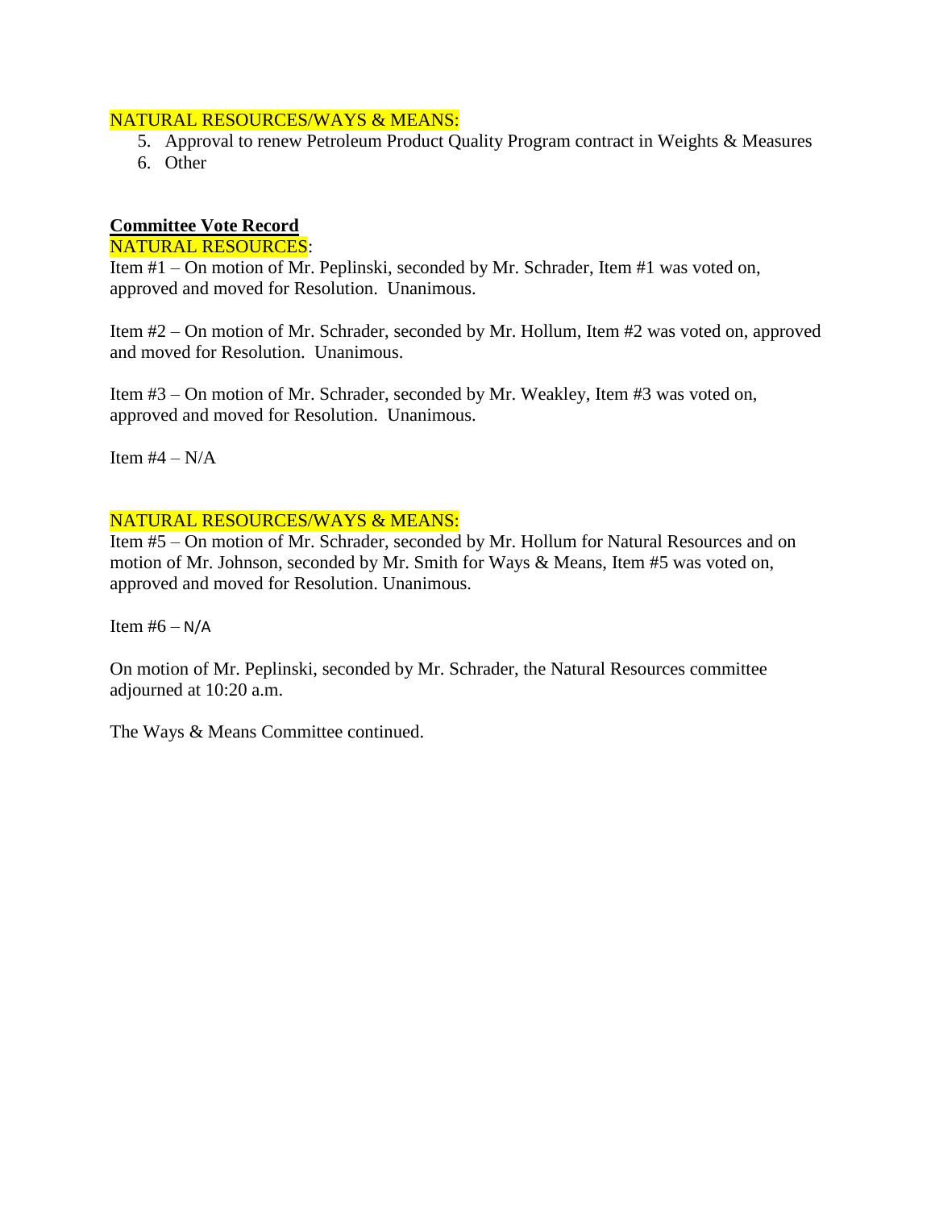NATURAL RESOURCES/WAYS & MEANS:

5. Approval to renew Petroleum Product Quality Program contract in Weights & Measures
6. Other

**Committee Vote Record**

NATURAL RESOURCES:

Item #1 – On motion of Mr. Peplinski, seconded by Mr. Schrader, Item #1 was voted on, approved and moved for Resolution. Unanimous.

Item #2 – On motion of Mr. Schrader, seconded by Mr. Hollum, Item #2 was voted on, approved and moved for Resolution. Unanimous.

Item #3 – On motion of Mr. Schrader, seconded by Mr. Weakley, Item #3 was voted on, approved and moved for Resolution. Unanimous.

Item #4 – N/A

NATURAL RESOURCES/WAYS & MEANS:

Item #5 – On motion of Mr. Schrader, seconded by Mr. Hollum for Natural Resources and on motion of Mr. Johnson, seconded by Mr. Smith for Ways & Means, Item #5 was voted on, approved and moved for Resolution. Unanimous.

Item #6 – N/A

On motion of Mr. Peplinski, seconded by Mr. Schrader, the Natural Resources committee adjourned at 10:20 a.m.

The Ways & Means Committee continued.